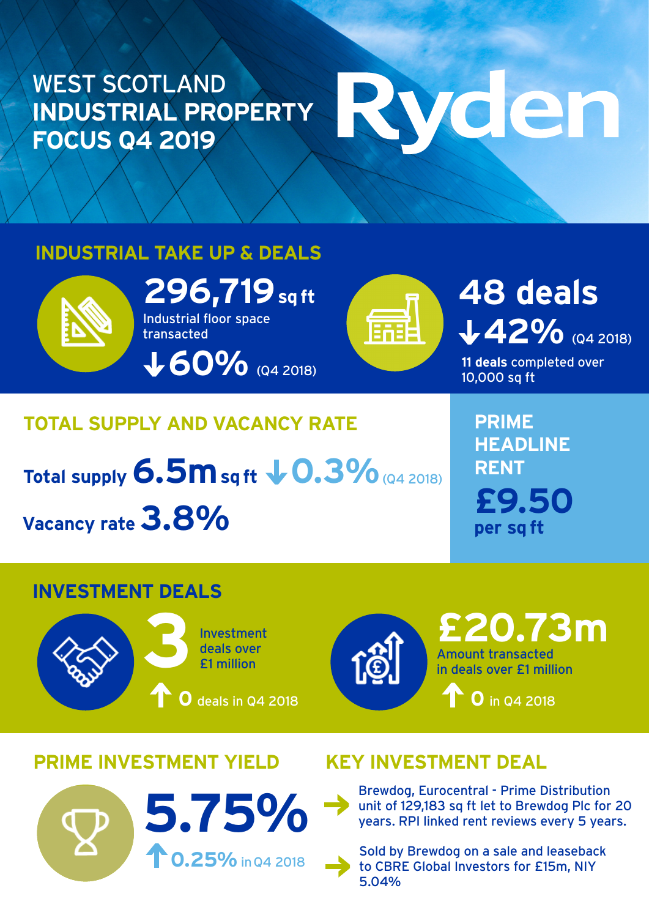# WEST SCOTLAND INDUSTRIAL PROPERTY FOCUS Q4 2019

Ryden

## INDUSTRIAL TAKE UP & DEALS

**296,719** sq ft

Industrial floor space transacted

↓**60%** (Q4 2018)

**48 deals**

↓**42%** (Q4 2018)

**11 deals** completed over 10,000 sq ft

## TOTAL SUPPLY AND VACANCY RATE

**Total supply 6.5m sq ft** ↓**0.3%** (Q4 2018)

**Vacancy rate 3.8%**

## PRIME HEADLINE RENT

**£9.50 per sq ft**

## INVESTMENT DEALS

**3** Investment deals over £1 million

↑ **0** deals in Q4 2018

**£20.73m** Amount transacted in deals over £1 million

↑ **0** in Q4 2018

## PRIME INVESTMENT YIELD

**5.75%**

↑**0.25%** in Q4 2018

## KEY INVESTMENT DEAL

- Brewdog, Eurocentral - Prime Distribution unit of 129,183 sq ft let to Brewdog Plc for 20 years. RPI linked rent reviews every 5 years.
- Sold by Brewdog on a sale and leaseback to CBRE Global Investors for £15m, NIY 5.04%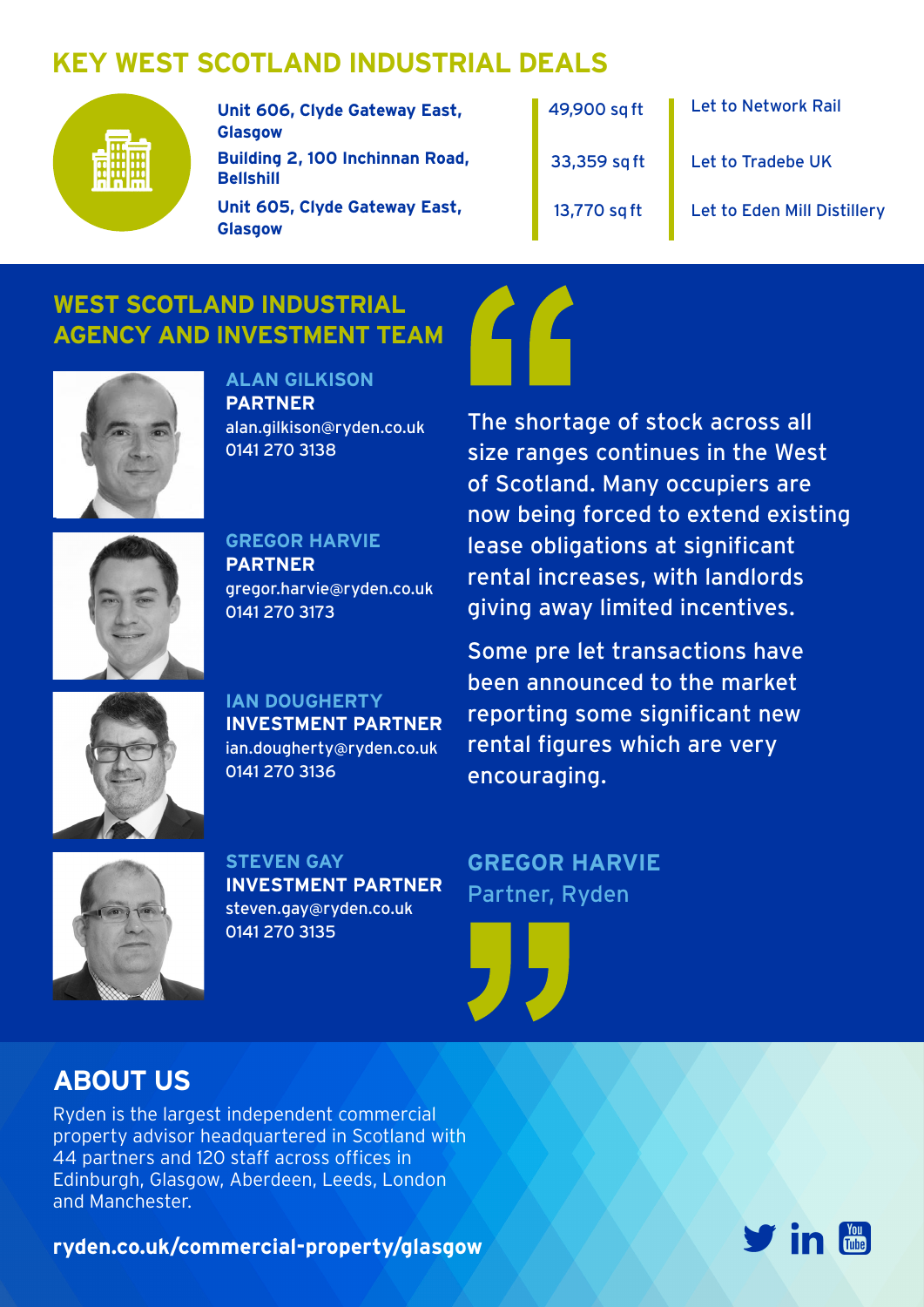## KEY WEST SCOTLAND INDUSTRIAL DEALS

| | | |
|---|---|---|
| **Unit 606, Clyde Gateway East, Glasgow** | 49,900 sq ft | Let to Network Rail |
| **Building 2, 100 Inchinnan Road, Bellshill** | 33,359 sq ft | Let to Tradebe UK |
| **Unit 605, Clyde Gateway East, Glasgow** | 13,770 sq ft | Let to Eden Mill Distillery |

## WEST SCOTLAND INDUSTRIAL AGENCY AND INVESTMENT TEAM

**ALAN GILKISON**
**PARTNER**
alan.gilkison@ryden.co.uk
0141 270 3138

**GREGOR HARVIE**
**PARTNER**
gregor.harvie@ryden.co.uk
0141 270 3173

**IAN DOUGHERTY**
**INVESTMENT PARTNER**
ian.dougherty@ryden.co.uk
0141 270 3136

**STEVEN GAY**
**INVESTMENT PARTNER**
steven.gay@ryden.co.uk
0141 270 3135

> The shortage of stock across all size ranges continues in the West of Scotland. Many occupiers are now being forced to extend existing lease obligations at significant rental increases, with landlords giving away limited incentives.
>
> Some pre let transactions have been announced to the market reporting some significant new rental figures which are very encouraging.
>
> **GREGOR HARVIE**
> Partner, Ryden

## ABOUT US

Ryden is the largest independent commercial property advisor headquartered in Scotland with 44 partners and 120 staff across offices in Edinburgh, Glasgow, Aberdeen, Leeds, London and Manchester.

**ryden.co.uk/commercial-property/glasgow**